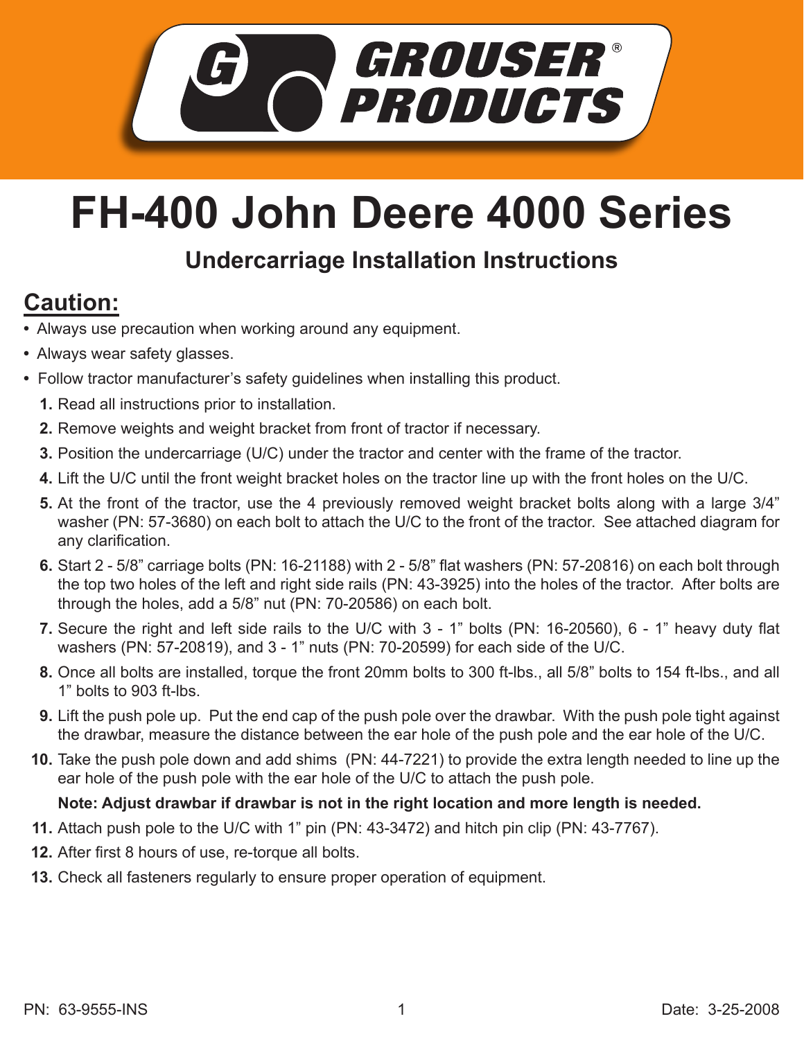GROUSER® PRODUCTS

# FH-400 John Deere 4000 Series

## Undercarriage Installation Instructions

## Caution:

- Always use precaution when working around any equipment.
- Always wear safety glasses.
- Follow tractor manufacturer's safety guidelines when installing this product.

1. Read all instructions prior to installation.
2. Remove weights and weight bracket from front of tractor if necessary.
3. Position the undercarriage (U/C) under the tractor and center with the frame of the tractor.
4. Lift the U/C until the front weight bracket holes on the tractor line up with the front holes on the U/C.
5. At the front of the tractor, use the 4 previously removed weight bracket bolts along with a large 3/4" washer (PN: 57-3680) on each bolt to attach the U/C to the front of the tractor. See attached diagram for any clarification.
6. Start 2 - 5/8" carriage bolts (PN: 16-21188) with 2 - 5/8" flat washers (PN: 57-20816) on each bolt through the top two holes of the left and right side rails (PN: 43-3925) into the holes of the tractor. After bolts are through the holes, add a 5/8" nut (PN: 70-20586) on each bolt.
7. Secure the right and left side rails to the U/C with 3 - 1" bolts (PN: 16-20560), 6 - 1" heavy duty flat washers (PN: 57-20819), and 3 - 1" nuts (PN: 70-20599) for each side of the U/C.
8. Once all bolts are installed, torque the front 20mm bolts to 300 ft-lbs., all 5/8" bolts to 154 ft-lbs., and all 1" bolts to 903 ft-lbs.
9. Lift the push pole up. Put the end cap of the push pole over the drawbar. With the push pole tight against the drawbar, measure the distance between the ear hole of the push pole and the ear hole of the U/C.
10. Take the push pole down and add shims (PN: 44-7221) to provide the extra length needed to line up the ear hole of the push pole with the ear hole of the U/C to attach the push pole.

    **Note: Adjust drawbar if drawbar is not in the right location and more length is needed.**

11. Attach push pole to the U/C with 1" pin (PN: 43-3472) and hitch pin clip (PN: 43-7767).
12. After first 8 hours of use, re-torque all bolts.
13. Check all fasteners regularly to ensure proper operation of equipment.

PN: 63-9555-INS

Date: 3-25-2008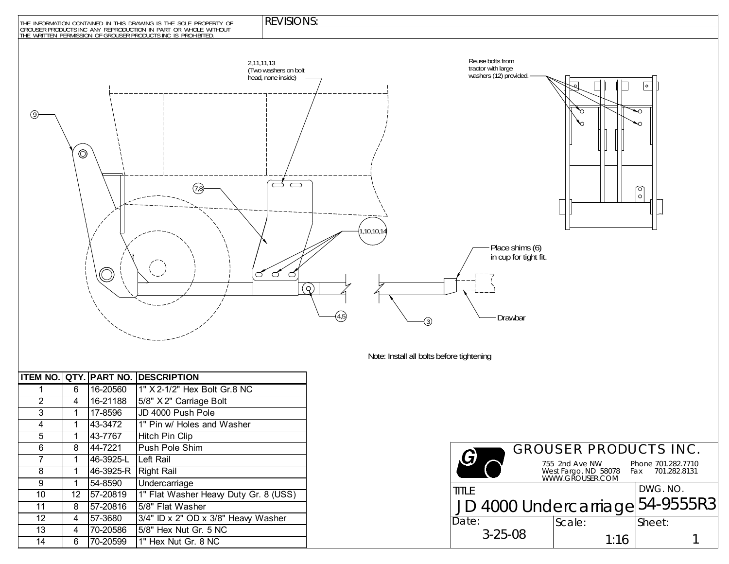THE INFORMATION CONTAINED IN THIS DRAWING IS THE SOLE PROPERTY OF GROUSER PRODUCTS INC ANY REPRODUCTION IN PART OR WHOLE WITHOUT THE WRITTEN PERMISSION OF GROUSER PRODUCTS INC IS PROHIBITED.

REVISIONS:

2,11,11,13
(Two washers on bolt head, none inside)

Reuse bolts from tractor with large washers (12) provided.

9

7,8

1,10,10,14

Place shims (6) in cup for tight fit.

4,5

3

Drawbar

Note: Install all bolts before tightening

| ITEM NO. | QTY. | PART NO. | DESCRIPTION |
|---|---|---|---|
| 1 | 6 | 16-20560 | 1" X 2-1/2" Hex Bolt Gr.8 NC |
| 2 | 4 | 16-21188 | 5/8" X 2" Carriage Bolt |
| 3 | 1 | 17-8596 | JD 4000 Push Pole |
| 4 | 1 | 43-3472 | 1" Pin w/ Holes and Washer |
| 5 | 1 | 43-7767 | Hitch Pin Clip |
| 6 | 8 | 44-7221 | Push Pole Shim |
| 7 | 1 | 46-3925-L | Left Rail |
| 8 | 1 | 46-3925-R | Right Rail |
| 9 | 1 | 54-8590 | Undercarriage |
| 10 | 12 | 57-20819 | 1" Flat Washer Heavy Duty Gr. 8 (USS) |
| 11 | 8 | 57-20816 | 5/8" Flat Washer |
| 12 | 4 | 57-3680 | 3/4" ID x 2" OD x 3/8" Heavy Washer |
| 13 | 4 | 70-20586 | 5/8" Hex Nut Gr. 5 NC |
| 14 | 6 | 70-20599 | 1" Hex Nut Gr. 8 NC |

GROUSER PRODUCTS INC.

755 2nd Ave NW
West Fargo, ND 58078
WWW.GROUSER.COM

Phone 701.282.7710
Fax 701.282.8131

| | | |
|---|---|---|
| TITLE: JD 4000 Undercarriage | | DWG. NO.: 54-9555R3 |
| Date: 3-25-08 | Scale: 1:16 | Sheet: 1 |